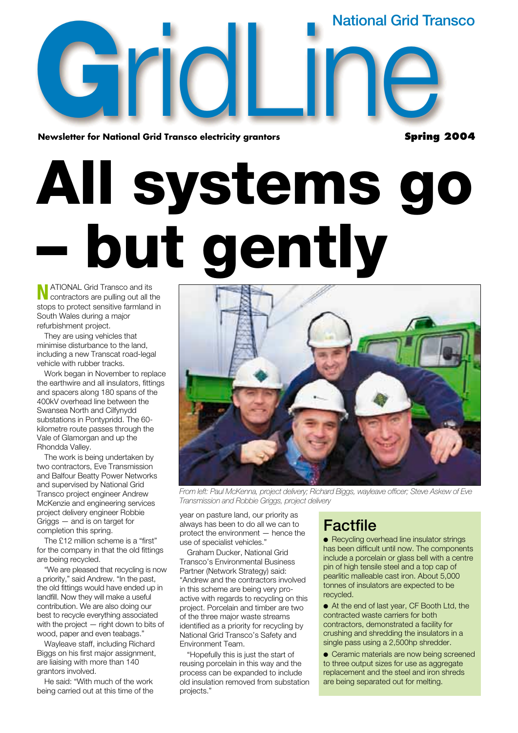# GridLine

National Grid Transco

**Newsletter for National Grid Transco electricity grantors** **Spring 2004**

# All systems go – but gently

NATIONAL Grid Transco and its contractors are pulling out all the stops to protect sensitive farmland in South Wales during a major refurbishment project.

They are using vehicles that minimise disturbance to the land, including a new Transcat road-legal vehicle with rubber tracks.

Work began in November to replace the earthwire and all insulators, fittings and spacers along 180 spans of the 400kV overhead line between the Swansea North and Cilfynydd substations in Pontypridd. The 60-kilometre route passes through the Vale of Glamorgan and up the Rhondda Valley.

The work is being undertaken by two contractors, Eve Transmission and Balfour Beatty Power Networks and supervised by National Grid Transco project engineer Andrew McKenzie and engineering services project delivery engineer Robbie Griggs — and is on target for completion this spring.

The £12 million scheme is a "first" for the company in that the old fittings are being recycled.

"We are pleased that recycling is now a priority," said Andrew. "In the past, the old fittings would have ended up in landfill. Now they will make a useful contribution. We are also doing our best to recycle everything associated with the project — right down to bits of wood, paper and even teabags."

Wayleave staff, including Richard Biggs on his first major assignment, are liaising with more than 140 grantors involved.

He said: "With much of the work being carried out at this time of the year on pasture land, our priority as always has been to do all we can to protect the environment — hence the use of specialist vehicles."

Graham Ducker, National Grid Transco's Environmental Business Partner (Network Strategy) said: "Andrew and the contractors involved in this scheme are being very pro-active with regards to recycling on this project. Porcelain and timber are two of the three major waste streams identified as a priority for recycling by National Grid Transco's Safety and Environment Team.

"Hopefully this is just the start of reusing porcelain in this way and the process can be expanded to include old insulation removed from substation projects."

*From left: Paul McKenna, project delivery; Richard Biggs, wayleave officer; Steve Askew of Eve Transmission and Robbie Griggs, project delivery*

## Factfile

- Recycling overhead line insulator strings has been difficult until now. The components include a porcelain or glass bell with a centre pin of high tensile steel and a top cap of pearlitic malleable cast iron. About 5,000 tonnes of insulators are expected to be recycled.
- At the end of last year, CF Booth Ltd, the contracted waste carriers for both contractors, demonstrated a facility for crushing and shredding the insulators in a single pass using a 2,500hp shredder.
- Ceramic materials are now being screened to three output sizes for use as aggregate replacement and the steel and iron shreds are being separated out for melting.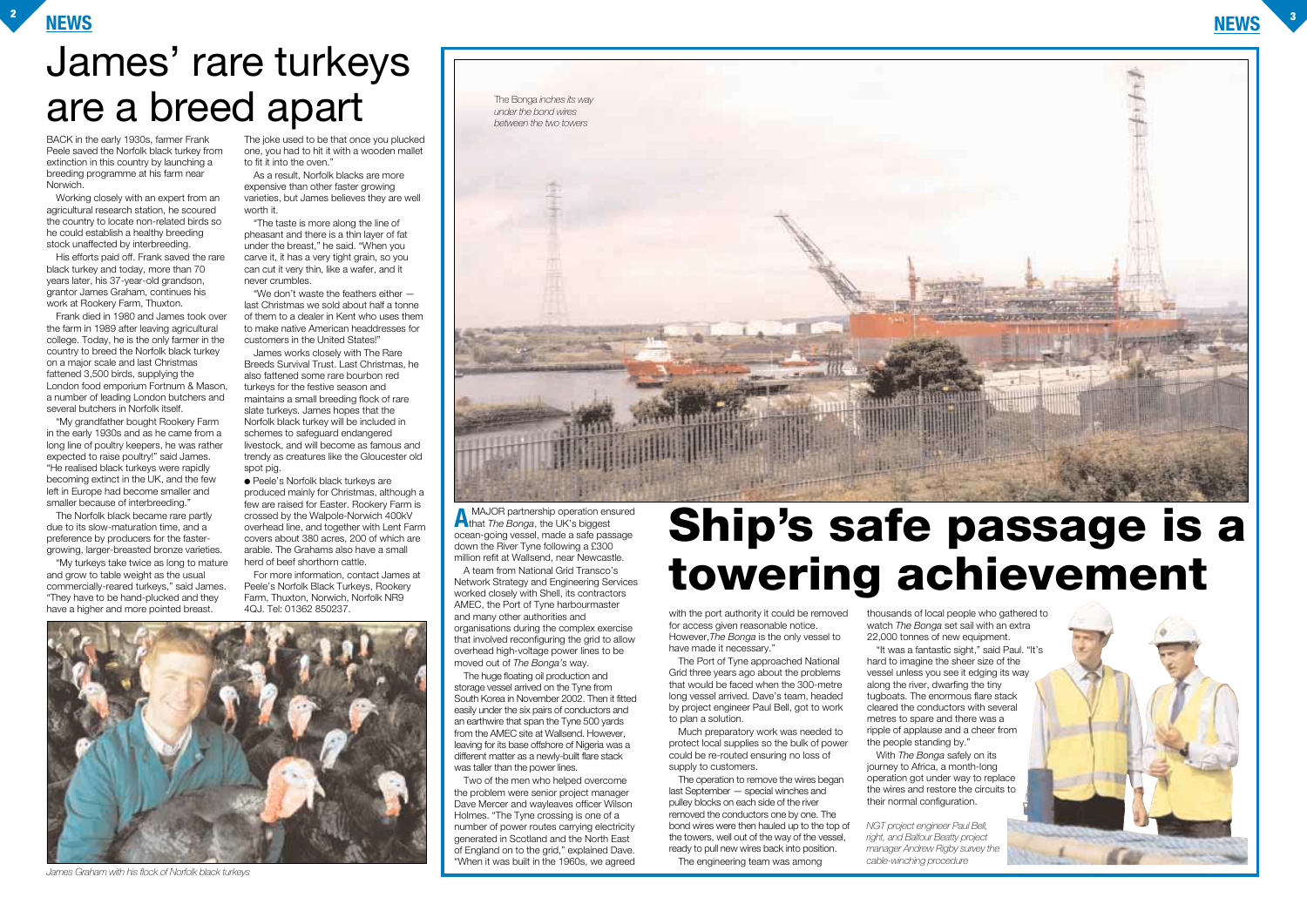# James' rare turkeys are a breed apart

BACK in the early 1930s, farmer Frank Peele saved the Norfolk black turkey from extinction in this country by launching a breeding programme at his farm near Norwich.

Working closely with an expert from an agricultural research station, he scoured the country to locate non-related birds so he could establish a healthy breeding stock unaffected by interbreeding.

His efforts paid off. Frank saved the rare black turkey and today, more than 70 years later, his 37-year-old grandson, grantor James Graham, continues his work at Rookery Farm, Thuxton.

Frank died in 1980 and James took over the farm in 1989 after leaving agricultural college. Today, he is the only farmer in the country to breed the Norfolk black turkey on a major scale and last Christmas fattened 3,500 birds, supplying the London food emporium Fortnum & Mason, a number of leading London butchers and several butchers in Norfolk itself.

"My grandfather bought Rookery Farm in the early 1930s and as he came from a long line of poultry keepers, he was rather expected to raise poultry!" said James. "He realised black turkeys were rapidly becoming extinct in the UK, and the few left in Europe had become smaller and smaller because of interbreeding."

The Norfolk black became rare partly due to its slow-maturation time, and a preference by producers for the faster-growing, larger-breasted bronze varieties.

"My turkeys take twice as long to mature and grow to table weight as the usual commercially-reared turkeys," said James. "They have to be hand-plucked and they have a higher and more pointed breast. The joke used to be that once you plucked one, you had to hit it with a wooden mallet to fit it into the oven."

As a result, Norfolk blacks are more expensive than other faster growing varieties, but James believes they are well worth it.

"The taste is more along the line of pheasant and there is a thin layer of fat under the breast," he said. "When you carve it, it has a very tight grain, so you can cut it very thin, like a wafer, and it never crumbles.

"We don't waste the feathers either — last Christmas we sold about half a tonne of them to a dealer in Kent who uses them to make native American headdresses for customers in the United States!"

James works closely with The Rare Breeds Survival Trust. Last Christmas, he also fattened some rare bourbon red turkeys for the festive season and maintains a small breeding flock of rare slate turkeys. James hopes that the Norfolk black turkey will be included in schemes to safeguard endangered livestock, and will become as famous and trendy as creatures like the Gloucester old spot pig.

- Peele's Norfolk black turkeys are produced mainly for Christmas, although a few are raised for Easter. Rookery Farm is crossed by the Walpole-Norwich 400kV overhead line, and together with Lent Farm covers about 380 acres, 200 of which are arable. The Grahams also have a small herd of beef shorthorn cattle.

For more information, contact James at Peele's Norfolk Black Turkeys, Rookery Farm, Thuxton, Norwich, Norfolk NR9 4QJ. Tel: 01362 850237.

*James Graham with his flock of Norfolk black turkeys*

*The Bonga inches its way under the bond wires between the two towers*

# Ship's safe passage is a towering achievement

A MAJOR partnership operation ensured that *The Bonga*, the UK's biggest ocean-going vessel, made a safe passage down the River Tyne following a £300 million refit at Wallsend, near Newcastle.

A team from National Grid Transco's Network Strategy and Engineering Services worked closely with Shell, its contractors AMEC, the Port of Tyne harbourmaster and many other authorities and organisations during the complex exercise that involved reconfiguring the grid to allow overhead high-voltage power lines to be moved out of *The Bonga's* way.

The huge floating oil production and storage vessel arrived on the Tyne from South Korea in November 2002. Then it fitted easily under the six pairs of conductors and an earthwire that span the Tyne 500 yards from the AMEC site at Wallsend. However, leaving for its base offshore of Nigeria was a different matter as a newly-built flare stack was taller than the power lines.

Two of the men who helped overcome the problem were senior project manager Dave Mercer and wayleaves officer Wilson Holmes. "The Tyne crossing is one of a number of power routes carrying electricity generated in Scotland and the North East of England on to the grid," explained Dave. "When it was built in the 1960s, we agreed with the port authority it could be removed for access given reasonable notice. However, *The Bonga* is the only vessel to have made it necessary."

The Port of Tyne approached National Grid three years ago about the problems that would be faced when the 300-metre long vessel arrived. Dave's team, headed by project engineer Paul Bell, got to work to plan a solution.

Much preparatory work was needed to protect local supplies so the bulk of power could be re-routed ensuring no loss of supply to customers.

The operation to remove the wires began last September — special winches and pulley blocks on each side of the river removed the conductors one by one. The bond wires were then hauled up to the top of the towers, well out of the way of the vessel, ready to pull new wires back into position.

The engineering team was among thousands of local people who gathered to watch *The Bonga* set sail with an extra 22,000 tonnes of new equipment.

"It was a fantastic sight," said Paul. "It's hard to imagine the sheer size of the vessel unless you see it edging its way along the river, dwarfing the tiny tugboats. The enormous flare stack cleared the conductors with several metres to spare and there was a ripple of applause and a cheer from the people standing by."

With *The Bonga* safely on its journey to Africa, a month-long operation got under way to replace the wires and restore the circuits to their normal configuration.

*NGT project engineer Paul Bell, right, and Balfour Beatty project manager Andrew Rigby survey the cable-winching procedure*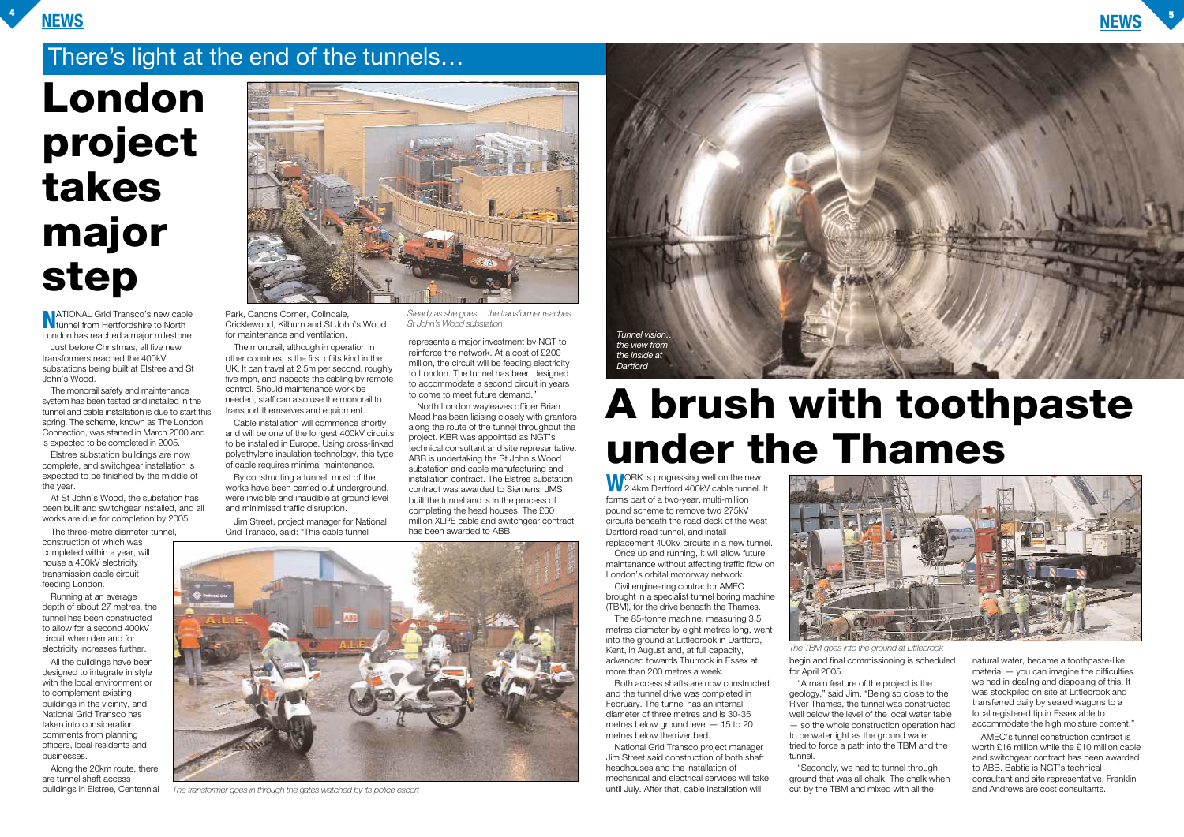There's light at the end of the tunnels…

# London project takes major step

NATIONAL Grid Transco's new cable tunnel from Hertfordshire to North London has reached a major milestone.

Just before Christmas, all five new transformers reached the 400kV substations being built at Elstree and St John's Wood.

The monorail safety and maintenance system has been tested and installed in the tunnel and cable installation is due to start this spring. The scheme, known as The London Connection, was started in March 2000 and is expected to be completed in 2005.

Elstree substation buildings are now complete, and switchgear installation is expected to be finished by the middle of the year.

At St John's Wood, the substation has been built and switchgear installed, and all works are due for completion by 2005.

The three-metre diameter tunnel, construction of which was completed within a year, will house a 400kV electricity transmission cable circuit feeding London.

Running at an average depth of about 27 metres, the tunnel has been constructed to allow for a second 400kV circuit when demand for electricity increases further.

All the buildings have been designed to integrate in style with the local environment or to complement existing buildings in the vicinity, and National Grid Transco has taken into consideration comments from planning officers, local residents and businesses.

Along the 20km route, there are tunnel shaft access buildings in Elstree, Centennial Park, Canons Corner, Colindale, Cricklewood, Kilburn and St John's Wood for maintenance and ventilation.

The monorail, although in operation in other countries, is the first of its kind in the UK. It can travel at 2.5m per second, roughly five mph, and inspects the cabling by remote control. Should maintenance work be needed, staff can also use the monorail to transport themselves and equipment.

Cable installation will commence shortly and will be one of the longest 400kV circuits to be installed in Europe. Using cross-linked polyethylene insulation technology, this type of cable requires minimal maintenance.

By constructing a tunnel, most of the works have been carried out underground, were invisible and inaudible at ground level and minimised traffic disruption.

Jim Street, project manager for National Grid Transco, said: "This cable tunnel represents a major investment by NGT to reinforce the network. At a cost of £200 million, the circuit will be feeding electricity to London. The tunnel has been designed to accommodate a second circuit in years to come to meet future demand."

North London wayleaves officer Brian Mead has been liaising closely with grantors along the route of the tunnel throughout the project. KBR was appointed as NGT's technical consultant and site representative. ABB is undertaking the St John's Wood substation and cable manufacturing and installation contract. The Elstree substation contract was awarded to Siemens. JMS built the tunnel and is in the process of completing the head houses. The £60 million XLPE cable and switchgear contract has been awarded to ABB.

*Steady as she goes… the transformer reaches St John's Wood substation*

*The transformer goes in through the gates watched by its police escort*

*Tunnel vision… the view from the inside at Dartford*

# A brush with toothpaste under the Thames

WORK is progressing well on the new 2.4km Dartford 400kV cable tunnel. It forms part of a two-year, multi-million pound scheme to remove two 275kV circuits beneath the road deck of the west Dartford road tunnel, and install replacement 400kV circuits in a new tunnel.

Once up and running, it will allow future maintenance without affecting traffic flow on London's orbital motorway network.

Civil engineering contractor AMEC brought in a specialist tunnel boring machine (TBM), for the drive beneath the Thames.

The 85-tonne machine, measuring 3.5 metres diameter by eight metres long, went into the ground at Littlebrook in Dartford, Kent, in August and, at full capacity, advanced towards Thurrock in Essex at more than 200 metres a week.

Both access shafts are now constructed and the tunnel drive was completed in February. The tunnel has an internal diameter of three metres and is 30-35 metres below ground level — 15 to 20 metres below the river bed.

National Grid Transco project manager Jim Street said construction of both shaft headhouses and the installation of mechanical and electrical services will take until July. After that, cable installation will begin and final commissioning is scheduled for April 2005.

"A main feature of the project is the geology," said Jim. "Being so close to the River Thames, the tunnel was constructed well below the level of the local water table — so the whole construction operation had to be watertight as the ground water tried to force a path into the TBM and the tunnel.

"Secondly, we had to tunnel through ground that was all chalk. The chalk when cut by the TBM and mixed with all the natural water, became a toothpaste-like material — you can imagine the difficulties we had in dealing and disposing of this. It was stockpiled on site at Littlebrook and transferred daily by sealed wagons to a local registered tip in Essex able to accommodate the high moisture content."

AMEC's tunnel construction contract is worth £16 million while the £10 million cable and switchgear contract has been awarded to ABB. Babtie is NGT's technical consultant and site representative. Franklin and Andrews are cost consultants.

*The TBM goes into the ground at Littlebrook*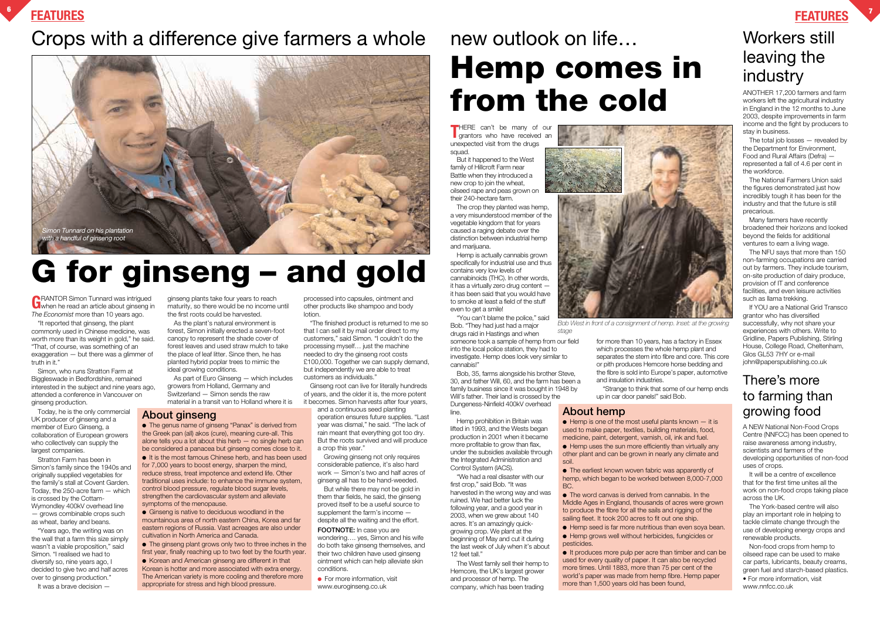# Crops with a difference give farmers a whole new outlook on life…

*Simon Tunnard on his plantation with a handful of ginseng root*

# G for ginseng – and gold

GRANTOR Simon Tunnard was intrigued when he read an article about ginseng in *The Economist* more than 10 years ago.

"It reported that ginseng, the plant commonly used in Chinese medicine, was worth more than its weight in gold," he said. "That, of course, was something of an exaggeration — but there was a glimmer of truth in it."

Simon, who runs Stratton Farm at Biggleswade in Bedfordshire, remained interested in the subject and nine years ago, attended a conference in Vancouver on ginseng production.

Today, he is the only commercial UK producer of ginseng and a member of Euro Ginseng, a collaboration of European growers who collectively can supply the largest companies.

Stratton Farm has been in Simon's family since the 1940s and originally supplied vegetables for the family's stall at Covent Garden. Today, the 250-acre farm — which is crossed by the Cottam-Wymondley 400kV overhead line — grows combinable crops such as wheat, barley and beans.

"Years ago, the writing was on the wall that a farm this size simply wasn't a viable proposition," said Simon. "I realised we had to diversify so, nine years ago, I decided to give two and half acres over to ginseng production."

It was a brave decision — ginseng plants take four years to reach maturity, so there would be no income until the first roots could be harvested.

As the plant's natural environment is forest, Simon initially erected a seven-foot canopy to represent the shade cover of forest leaves and used straw mulch to take the place of leaf litter. Since then, he has planted hybrid poplar trees to mimic the ideal growing conditions.

As part of Euro Ginseng — which includes growers from Holland, Germany and Switzerland — Simon sends the raw material in a transit van to Holland where it is processed into capsules, ointment and other products like shampoo and body lotion.

"The finished product is returned to me so that I can sell it by mail order direct to my customers," said Simon. "I couldn't do the processing myself… just the machine needed to dry the ginseng root costs £100,000. Together we can supply demand, but independently we are able to treat customers as individuals."

Ginseng root can live for literally hundreds of years, and the older it is, the more potent it becomes. Simon harvests after four years, and a continuous seed planting operation ensures future supplies. "Last year was dismal," he said. "The lack of rain meant that everything got too dry. But the roots survived and will produce a crop this year."

Growing ginseng not only requires considerable patience, it's also hard work — Simon's two and half acres of ginseng all has to be hand-weeded.

But while there may not be gold in them thar fields, he said, the ginseng proved itself to be a useful source to supplement the farm's income — despite all the waiting and the effort.

**FOOTNOTE:** In case you are wondering…. yes, Simon and his wife do both take ginseng themselves, and their two children have used ginseng ointment which can help alleviate skin conditions.

- For more information, visit www.euroginseng.co.uk

## About ginseng

- The genus name of ginseng "Panax" is derived from the Greek pan (all) akos (cure), meaning cure-all. This alone tells you a lot about this herb — no single herb can be considered a panacea but ginseng comes close to it.
- It is the most famous Chinese herb, and has been used for 7,000 years to boost energy, sharpen the mind, reduce stress, treat impotence and extend life. Other traditional uses include: to enhance the immune system, control blood pressure, regulate blood sugar levels, strengthen the cardiovascular system and alleviate symptoms of the menopause.
- Ginseng is native to deciduous woodland in the mountainous area of north eastern China, Korea and far eastern regions of Russia. Vast acreages are also under cultivation in North America and Canada.
- The ginseng plant grows only two to three inches in the first year, finally reaching up to two feet by the fourth year.
- Korean and American ginseng are different in that Korean is hotter and more associated with extra energy. The American variety is more cooling and therefore more appropriate for stress and high blood pressure.

# Hemp comes in from the cold

THERE can't be many of our grantors who have received an unexpected visit from the drugs squad.

But it happened to the West family of Hillcroft Farm near Battle when they introduced a new crop to join the wheat, oilseed rape and peas grown on their 240-hectare farm.

The crop they planted was hemp, a very misunderstood member of the vegetable kingdom that for years caused a raging debate over the distinction between industrial hemp and marijuana.

Hemp is actually cannabis grown specifically for industrial use and thus contains very low levels of cannabinoids (THC). In other words, it has a virtually zero drug content — it has been said that you would have to smoke at least a field of the stuff even to get a smile!

"You can't blame the police," said Bob. "They had just had a major drugs raid in Hastings and when someone took a sample of hemp from our field into the local police station, they had to investigate. Hemp does look very similar to cannabis!"

*Bob West in front of a consignment of hemp. Inset: at the growing stage*

Bob, 35, farms alongside his brother Steve, 30, and father Will, 60, and the farm has been a family business since it was bought in 1948 by Will's father. Their land is crossed by the Dungeness-Ninfield 400kV overhead line.

Hemp prohibition in Britain was lifted in 1993, and the Wests began production in 2001 when it became more profitable to grow than flax, under the subsidies available through the Integrated Administration and Control System (IACS).

"We had a real disaster with our first crop," said Bob. "It was harvested in the wrong way and was ruined. We had better luck the following year, and a good year in 2003, when we grew about 140 acres. It's an amazingly quick-growing crop. We plant at the beginning of May and cut it during the last week of July when it's about 12 feet tall."

The West family sell their hemp to Hemcore, the UK's largest grower and processor of hemp. The company, which has been trading for more than 10 years, has a factory in Essex which processes the whole hemp plant and separates the stem into fibre and core. This core or pith produces Hemcore horse bedding and the fibre is sold into Europe's paper, automotive and insulation industries.

"Strange to think that some of our hemp ends up in car door panels!" said Bob.

## About hemp

- Hemp is one of the most useful plants known — it is used to make paper, textiles, building materials, food, medicine, paint, detergent, varnish, oil, ink and fuel.
- Hemp uses the sun more efficiently than virtually any other plant and can be grown in nearly any climate and soil.
- The earliest known woven fabric was apparently of hemp, which began to be worked between 8,000-7,000 BC.
- The word canvas is derived from cannabis. In the Middle Ages in England, thousands of acres were grown to produce the fibre for all the sails and rigging of the sailing fleet. It took 200 acres to fit out one ship.
- Hemp seed is far more nutritious than even soya bean.
- Hemp grows well without herbicides, fungicides or pesticides.
- It produces more pulp per acre than timber and can be used for every quality of paper. It can also be recycled more times. Until 1883, more than 75 per cent of the world's paper was made from hemp fibre. Hemp paper more than 1,500 years old has been found,

## Workers still leaving the industry

ANOTHER 17,200 farmers and farm workers left the agricultural industry in England in the 12 months to June 2003, despite improvements in farm income and the fight by producers to stay in business.

The total job losses — revealed by the Department for Environment, Food and Rural Affairs (Defra) — represented a fall of 4.6 per cent in the workforce.

The National Farmers Union said the figures demonstrated just how incredibly tough it has been for the industry and that the future is still precarious.

Many farmers have recently broadened their horizons and looked beyond the fields for additional ventures to earn a living wage.

The NFU says that more than 150 non-farming occupations are carried out by farmers. They include tourism, on-site production of dairy produce, provision of IT and conference facilities, and even leisure activities such as llama trekking.

If YOU are a National Grid Transco grantor who has diversified successfully, why not share your experiences with others. Write to Gridline, Papers Publishing, Stirling House, College Road, Cheltenham, Glos GL53 7HY or e-mail john@paperspublishing.co.uk

## There's more to farming than growing food

A NEW National Non-Food Crops Centre (NNFCC) has been opened to raise awareness among industry, scientists and farmers of the developing opportunities of non-food uses of crops.

It will be a centre of excellence that for the first time unites all the work on non-food crops taking place across the UK.

The York-based centre will also play an important role in helping to tackle climate change through the use of developing energy crops and renewable products.

Non-food crops from hemp to oilseed rape can be used to make car parts, lubricants, beauty creams, green fuel and starch-based plastics.

- For more information, visit www.nnfcc.co.uk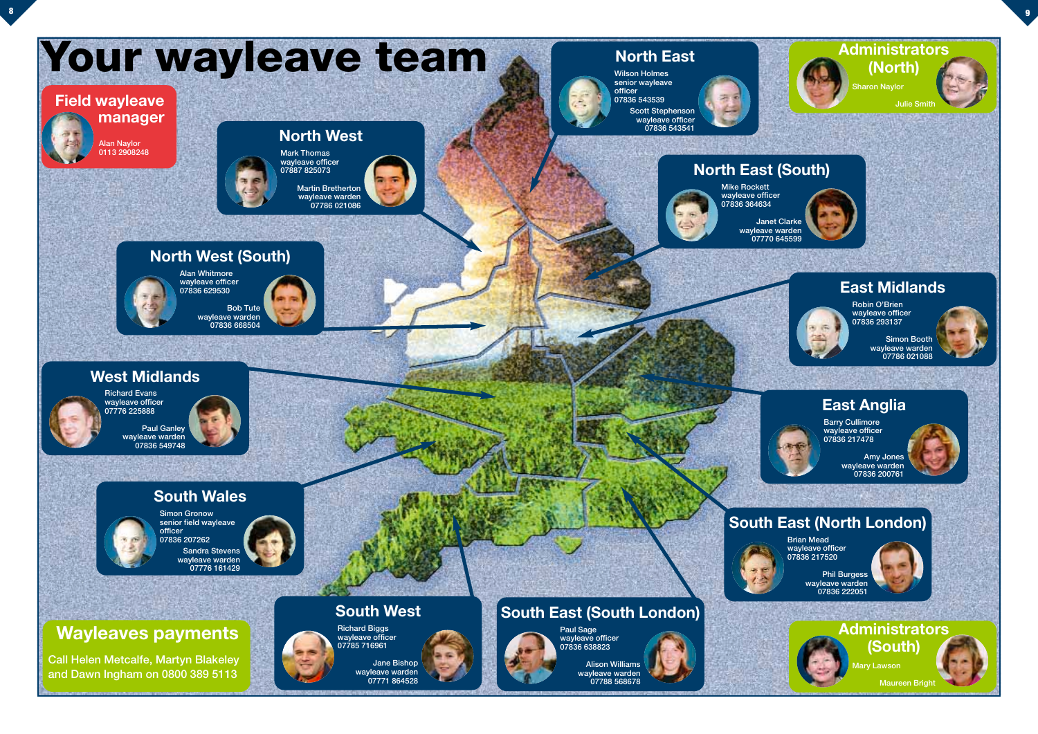# Your wayleave team

## Field wayleave manager

Alan Naylor
0113 2908248

## North West

Mark Thomas
wayleave officer
07887 825073

Martin Bretherton
wayleave warden
07786 021086

## North East

Wilson Holmes
senior wayleave officer
07836 543539

Scott Stephenson
wayleave officer
07836 543541

## Administrators (North)

Sharon Naylor

Julie Smith

## North East (South)

Mike Rockett
wayleave officer
07836 364634

Janet Clarke
wayleave warden
07770 645599

## North West (South)

Alan Whitmore
wayleave officer
07836 629530

Bob Tute
wayleave warden
07836 668504

## East Midlands

Robin O'Brien
wayleave officer
07836 293137

Simon Booth
wayleave warden
07786 021088

## West Midlands

Richard Evans
wayleave officer
07776 225888

Paul Ganley
wayleave warden
07836 549748

## East Anglia

Barry Cullimore
wayleave officer
07836 217478

Amy Jones
wayleave warden
07836 200761

## South Wales

Simon Gronow
senior field wayleave officer
07836 207262

Sandra Stevens
wayleave warden
07776 161429

## South East (North London)

Brian Mead
wayleave officer
07836 217520

Phil Burgess
wayleave warden
07836 222051

## Wayleaves payments

Call Helen Metcalfe, Martyn Blakeley and Dawn Ingham on 0800 389 5113

## South West

Richard Biggs
wayleave officer
07785 716961

Jane Bishop
wayleave warden
07771 864528

## South East (South London)

Paul Sage
wayleave officer
07836 638823

Alison Williams
wayleave warden
07788 568678

## Administrators (South)

Mary Lawson

Maureen Bright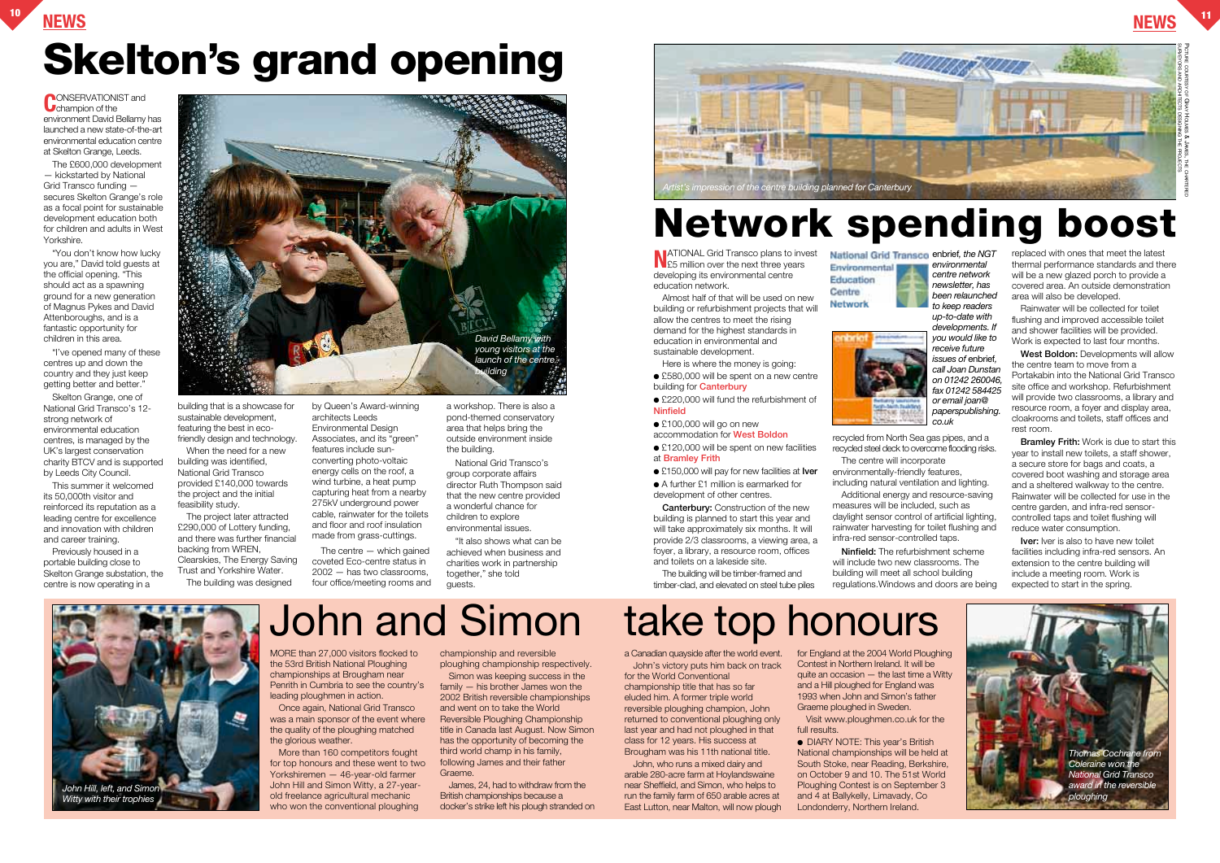# Skelton's grand opening

CONSERVATIONIST and champion of the environment David Bellamy has launched a new state-of-the-art environmental education centre at Skelton Grange, Leeds.

The £600,000 development — kickstarted by National Grid Transco funding — secures Skelton Grange's role as a focal point for sustainable development education both for children and adults in West Yorkshire.

"You don't know how lucky you are," David told guests at the official opening. "This should act as a spawning ground for a new generation of Magnus Pykes and David Attenboroughs, and is a fantastic opportunity for children in this area.

"I've opened many of these centres up and down the country and they just keep getting better and better."

Skelton Grange, one of National Grid Transco's 12-strong network of environmental education centres, is managed by the UK's largest conservation charity BTCV and is supported by Leeds City Council.

This summer it welcomed its 50,000th visitor and reinforced its reputation as a leading centre for excellence and innovation with children and career training.

Previously housed in a portable building close to Skelton Grange substation, the centre is now operating in a building that is a showcase for sustainable development, featuring the best in eco-friendly design and technology.

When the need for a new building was identified, National Grid Transco provided £140,000 towards the project and the initial feasibility study.

The project later attracted £290,000 of Lottery funding, and there was further financial backing from WREN, Clearskies, The Energy Saving Trust and Yorkshire Water.

The building was designed by Queen's Award-winning architects Leeds Environmental Design Associates, and its "green" features include sun-converting photo-voltaic energy cells on the roof, a wind turbine, a heat pump capturing heat from a nearby 275kV underground power cable, rainwater for the toilets and floor and roof insulation made from grass-cuttings.

The centre — which gained coveted Eco-centre status in 2002 — has two classrooms, four office/meeting rooms and a workshop. There is also a pond-themed conservatory area that helps bring the outside environment inside the building.

National Grid Transco's group corporate affairs director Ruth Thompson said that the new centre provided a wonderful chance for children to explore environmental issues.

"It also shows what can be achieved when business and charities work in partnership together," she told guests.

*David Bellamy with young visitors at the launch of the centre building*

*Artist's impression of the centre building planned for Canterbury*

Picture courtesy of Gray Holmes & James, the chartered surveyors and architects designing the projects

# Network spending boost

NATIONAL Grid Transco plans to invest £5 million over the next three years developing its environmental centre education network.

Almost half of that will be used on new building or refurbishment projects that will allow the centres to meet the rising demand for the highest standards in education in environmental and sustainable development.

Here is where the money is going:

- £580,000 will be spent on a new centre building for **Canterbury**
- £220,000 will fund the refurbishment of **Ninfield**
- £100,000 will go on new accommodation for **West Boldon**
- £120,000 will be spent on new facilities at **Bramley Frith**
- £150,000 will pay for new facilities at **Iver**
- A further £1 million is earmarked for development of other centres.

**Canterbury:** Construction of the new building is planned to start this year and will take approximately six months. It will provide 2/3 classrooms, a viewing area, a foyer, a library, a resource room, offices and toilets on a lakeside site.

The building will be timber-framed and timber-clad, and elevated on steel tube piles recycled from North Sea gas pipes, and a recycled steel deck to overcome flooding risks.

The centre will incorporate environmentally-friendly features, including natural ventilation and lighting.

Additional energy and resource-saving measures will be included, such as daylight sensor control of artificial lighting, rainwater harvesting for toilet flushing and infra-red sensor-controlled taps.

**Ninfield:** The refurbishment scheme will include two new classrooms. The building will meet all school building regulations. Windows and doors are being replaced with ones that meet the latest thermal performance standards and there will be a new glazed porch to provide a covered area. An outside demonstration area will also be developed.

Rainwater will be collected for toilet flushing and improved accessible toilet and shower facilities will be provided. Work is expected to last four months.

**West Boldon:** Developments will allow the centre team to move from a Portakabin into the National Grid Transco site office and workshop. Refurbishment will provide two classrooms, a library and resource room, a foyer and display area, cloakrooms and toilets, staff offices and rest room.

**Bramley Frith:** Work is due to start this year to install new toilets, a staff shower, a secure store for bags and coats, a covered boot washing and storage area and a sheltered walkway to the centre. Rainwater will be collected for use in the centre garden, and infra-red sensor-controlled taps and toilet flushing will reduce water consumption.

**Iver:** Iver is also to have new toilet facilities including infra-red sensors. An extension to the centre building will include a meeting room. Work is expected to start in the spring.

National Grid Transco Environmental Education Centre Network

*enbrief, the NGT environmental centre network newsletter, has been relaunched to keep readers up-to-date with developments. If you would like to receive future issues of* enbrief*, call Joan Dunstan on 01242 260046, fax 01242 584425 or email joan@paperspublishing.co.uk*

# John and Simon take top honours

MORE than 27,000 visitors flocked to the 53rd British National Ploughing championships at Brougham near Penrith in Cumbria to see the country's leading ploughmen in action.

Once again, National Grid Transco was a main sponsor of the event where the quality of the ploughing matched the glorious weather.

More than 160 competitors fought for top honours and these went to two Yorkshiremen — 46-year-old farmer John Hill and Simon Witty, a 27-year-old freelance agricultural mechanic who won the conventional ploughing championship and reversible ploughing championship respectively.

Simon was keeping success in the family — his brother James won the 2002 British reversible championships and went on to take the World Reversible Ploughing Championship title in Canada last August. Now Simon has the opportunity of becoming the third world champ in his family, following James and their father Graeme.

James, 24, had to withdraw from the British championships because a docker's strike left his plough stranded on a Canadian quayside after the world event.

John's victory puts him back on track for the World Conventional championship title that has so far eluded him. A former triple world reversible ploughing champion, John returned to conventional ploughing only last year and had not ploughed in that class for 12 years. His success at Brougham was his 11th national title.

John, who runs a mixed dairy and arable 280-acre farm at Hoylandswaine near Sheffield, and Simon, who helps to run the family farm of 650 arable acres at East Lutton, near Malton, will now plough for England at the 2004 World Ploughing Contest in Northern Ireland. It will be quite an occasion — the last time a Witty and a Hill ploughed for England was 1993 when John and Simon's father Graeme ploughed in Sweden.

Visit www.ploughmen.co.uk for the full results.

- DIARY NOTE: This year's British National championships will be held at South Stoke, near Reading, Berkshire, on October 9 and 10. The 51st World Ploughing Contest is on September 3 and 4 at Ballykelly, Limavady, Co Londonderry, Northern Ireland.

*John Hill, left, and Simon Witty with their trophies*

*Thomas Cochrane from Coleraine won the National Grid Transco award in the reversible ploughing*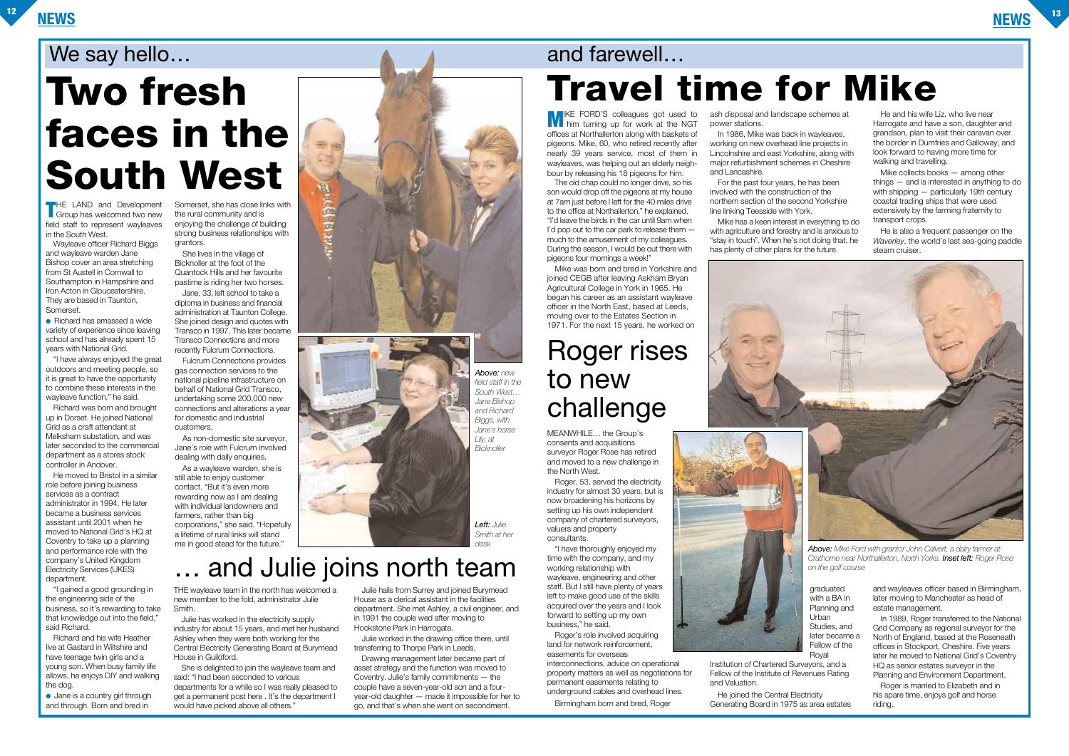## We say hello…

# Two fresh faces in the South West

THE LAND and Development Group has welcomed two new field staff to represent wayleaves in the South West.

Wayleave officer Richard Biggs and wayleave warden Jane Bishop cover an area stretching from St Austell in Cornwall to Southampton in Hampshire and Iron Acton in Gloucestershire. They are based in Taunton, Somerset.

- Richard has amassed a wide variety of experience since leaving school and has already spent 15 years with National Grid.

"I have always enjoyed the great outdoors and meeting people, so it is great to have the opportunity to combine these interests in the wayleave function," he said.

Richard was born and brought up in Dorset. He joined National Grid as a craft attendant at Melksham substation, and was later seconded to the commercial department as a stores stock controller in Andover.

He moved to Bristol in a similar role before joining business services as a contract administrator in 1994. He later became a business services assistant until 2001 when he moved to National Grid's HQ at Coventry to take up a planning and performance role with the company's United Kingdom Electricity Services (UKES) department.

"I gained a good grounding in the engineering side of the business, so it's rewarding to take that knowledge out into the field," said Richard.

Richard and his wife Heather live at Gastard in Wiltshire and have teenage twin girls and a young son. When busy family life allows, he enjoys DIY and walking the dog.

- Jane is a country girl through and through. Born and bred in Somerset, she has close links with the rural community and is enjoying the challenge of building strong business relationships with grantors.

She lives in the village of Bicknoller at the foot of the Quantock Hills and her favourite pastime is riding her two horses.

Jane, 33, left school to take a diploma in business and financial administration at Taunton College. She joined design and quotes with Transco in 1997. This later became Transco Connections and more recently Fulcrum Connections.

Fulcrum Connections provides gas connection services to the national pipeline infrastructure on behalf of National Grid Transco, undertaking some 200,000 new connections and alterations a year for domestic and industrial customers.

As non-domestic site surveyor, Jane's role with Fulcrum involved dealing with daily enquiries.

As a wayleave warden, she is still able to enjoy customer contact. "But it's even more rewarding now as I am dealing with individual landowners and farmers, rather than big corporations," she said. "Hopefully a lifetime of rural links will stand me in good stead for the future."

*Above:* *new field staff in the South West… Jane Bishop and Richard Biggs, with Jane's horse Lily, at Bicknoller*

*Left:* *Julie Smith at her desk*

# … and Julie joins north team

THE wayleave team in the north has welcomed a new member to the fold, administrator Julie Smith.

Julie has worked in the electricity supply industry for about 15 years, and met her husband Ashley when they were both working for the Central Electricity Generating Board at Burymead House in Guildford.

She is delighted to join the wayleave team and said: "I had been seconded to various departments for a while so I was really pleased to get a permanent post here . It's the department I would have picked above all others."

Julie hails from Surrey and joined Burymead House as a clerical assistant in the facilities department. She met Ashley, a civil engineer, and in 1991 the couple wed after moving to Hookstone Park in Harrogate.

Julie worked in the drawing office there, until transferring to Thorpe Park in Leeds.

Drawing management later became part of asset strategy and the function was moved to Coventry. Julie's family commitments — the couple have a seven-year-old son and a four-year-old daughter — made it impossible for her to go, and that's when she went on secondment.

## and farewell…

# Travel time for Mike

MIKE FORD'S colleagues got used to him turning up for work at the NGT offices at Northallerton along with baskets of pigeons. Mike, 60, who retired recently after nearly 39 years service, most of them in wayleaves, was helping out an elderly neighbour by releasing his 18 pigeons for him.

The old chap could no longer drive, so his son would drop off the pigeons at my house at 7am just before I left for the 40 miles drive to the office at Northallerton," he explained. "I'd leave the birds in the car until 9am when I'd pop out to the car park to release them — much to the amusement of my colleagues. During the season, I would be out there with pigeons four mornings a week!"

Mike was born and bred in Yorkshire and joined CEGB after leaving Askham Bryan Agricultural College in York in 1965. He began his career as an assistant wayleave officer in the North East, based at Leeds, moving over to the Estates Section in 1971. For the next 15 years, he worked on ash disposal and landscape schemes at power stations.

In 1986, Mike was back in wayleaves, working on new overhead line projects in Lincolnshire and east Yorkshire, along with major refurbishment schemes in Cheshire and Lancashire.

For the past four years, he has been involved with the construction of the northern section of the second Yorkshire line linking Teesside with York.

Mike has a keen interest in everything to do with agriculture and forestry and is anxious to "stay in touch". When he's not doing that, he has plenty of other plans for the future.

He and his wife Liz, who live near Harrogate and have a son, daughter and grandson, plan to visit their caravan over the border in Dumfries and Galloway, and look forward to having more time for walking and travelling.

Mike collects books — among other things — and is interested in anything to do with shipping — particularly 19th century coastal trading ships that were used extensively by the farming fraternity to transport crops.

He is also a frequent passenger on the *Waverley*, the world's last sea-going paddle steam cruiser.

# Roger rises to new challenge

MEANWHILE… the Group's consents and acquisitions surveyor Roger Rose has retired and moved to a new challenge in the North West.

Roger, 53, served the electricity industry for almost 30 years, but is now broadening his horizons by setting up his own independent company of chartered surveyors, valuers and property consultants.

"I have thoroughly enjoyed my time with the company, and my working relationship with wayleave, engineering and other staff. But I still have plenty of years left to make good use of the skills acquired over the years and I look forward to setting up my own business," he said.

Roger's role involved acquiring land for network reinforcement, easements for overseas interconnections, advice on operational property matters as well as negotiations for permanent easements relating to underground cables and overhead lines.

Birmingham born and bred, Roger graduated with a BA in Planning and Urban Studies, and later became a Fellow of the Royal Institution of Chartered Surveyors, and a Fellow of the Institute of Revenues Rating and Valuation.

He joined the Central Electricity Generating Board in 1975 as area estates and wayleaves officer based in Birmingham, later moving to Manchester as head of estate management.

In 1989, Roger transferred to the National Grid Company as regional surveyor for the North of England, based at the Roseneath offices in Stockport, Cheshire. Five years later he moved to National Grid's Coventry HQ as senior estates surveyor in the Planning and Environment Department.

Roger is married to Elizabeth and in his spare time, enjoys golf and horse riding.

*Above:* *Mike Ford with grantor John Calvert, a dairy farmer at Crathorne near Northallerton, North Yorks.* ***Inset left:*** *Roger Rose on the golf course*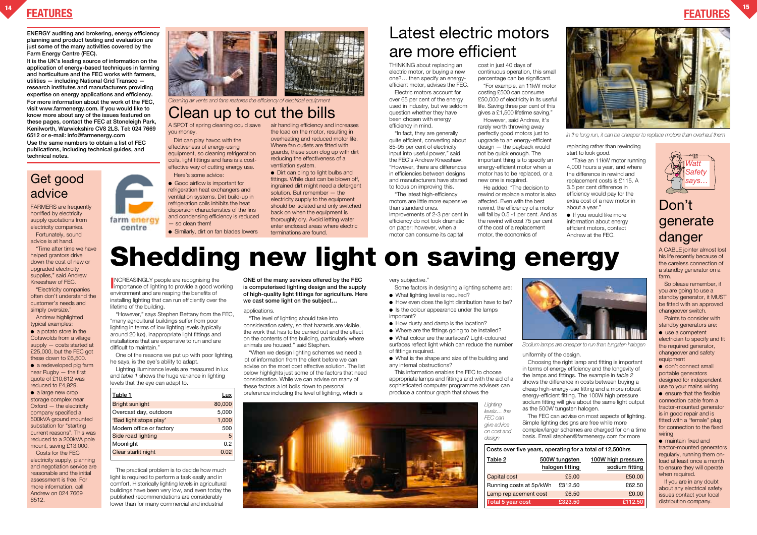ENERGY auditing and brokering, energy efficiency planning and product testing and evaluation are just some of the many activities covered by the Farm Energy Centre (FEC).

It is the UK's leading source of information on the application of energy-based techniques in farming and horticulture and the FEC works with farmers, utilities — including National Grid Transco — research institutes and manufacturers providing expertise on energy applications and efficiency.

For more information about the work of the FEC, visit www.farmenergy.com. If you would like to know more about any of the issues featured on these pages, contact the FEC at Stoneleigh Park, Kenilworth, Warwickshire CV8 2LS. Tel: 024 7669 6512 or e-mail: info@farmenergy.com

Use the same numbers to obtain a list of FEC publications, including technical guides, and technical notes.

## Get good advice

FARMERS are frequently horrified by electricity supply quotations from electricity companies.

Fortunately, sound advice is at hand.

"Time after time we have helped grantors drive down the cost of new or upgraded electricity supplies," said Andrew Kneeshaw of FEC.

"Electricity companies often don't understand the customer's needs and simply oversize."

Andrew highlighted typical examples:

- a potato store in the Cotswolds from a village supply — costs started at £25,000, but the FEC got these down to £6,500.
- a redeveloped pig farm near Rugby — the first quote of £10,612 was reduced to £4,929.
- a large new crop storage complex near Oxford — the electricity company specified a 500kVA ground mounted substation for "starting current reasons". This was reduced to a 200kVA pole mount, saving £13,000.

Costs for the FEC electricity supply, planning and negotiation service are reasonable and the initial assessment is free. For more information, call Andrew on 024 7669 6512.

farm energy centre

*Cleaning air vents and fans restores the efficiency of electrical equipment*

## Clean up to cut the bills

A SPOT of spring cleaning could save you money.

Dirt can play havoc with the effectiveness of energy-using equipment, so cleaning refrigeration coils, light fittings and fans is a cost-effective way of cutting energy use.

Here's some advice:

- Good airflow is important for refrigeration heat exchangers and ventilation systems. Dirt build-up in refrigeration coils inhibits the heat dispersion characteristics of the fins and condensing efficiency is reduced — so clean them!
- Similarly, dirt on fan blades lowers air handling efficiency and increases the load on the motor, resulting in overheating and reduced motor life. Where fan outlets are fitted with guards, these soon clog up with dirt reducing the effectiveness of a ventilation system.
- Dirt can cling to light bulbs and fittings. While dust can be blown off, ingrained dirt might need a detergent solution. But remember — the electricity supply to the equipment should be isolated and only switched back on when the equipment is thoroughly dry. Avoid letting water enter enclosed areas where electric terminations are found.

## Latest electric motors are more efficient

THINKING about replacing an electric motor, or buying a new one?… then specify an energy-efficient motor, advises the FEC.

Electric motors account for over 65 per cent of the energy used in industry, but we seldom question whether they have been chosen with energy efficiency in mind.

"In fact, they are generally quite efficient, converting about 85-95 per cent of electricity input into useful power," said the FEC's Andrew Kneeshaw. "However, there are differences in efficiencies between designs and manufacturers have started to focus on improving this.

"The latest high-efficiency motors are little more expensive than standard ones. Improvements of 2-3 per cent in efficiency do not look dramatic on paper; however, when a motor can consume its capital cost in just 40 days of continuous operation, this small percentage can be significant.

"For example, an 11kW motor costing £500 can consume £50,000 of electricity in its useful life. Saving three per cent of this gives a £1,500 lifetime saving."

However, said Andrew, it's rarely worth throwing away perfectly good motors just to upgrade to an energy-efficient design — the payback would not be quick enough. The important thing is to specify an energy-efficient motor when a motor has to be replaced, or a new one is required.

He added: "The decision to rewind or replace a motor is also affected. Even with the best rewind, the efficiency of a motor will fall by 0.5 -1 per cent. And as the rewind will cost 75 per cent of the cost of a replacement motor, the economics of replacing rather than rewinding start to look good.

"Take an 11kW motor running 4,000 hours a year, and where the difference in rewind and replacement costs is £115. A 3.5 per cent difference in efficiency would pay for the extra cost of a new motor in about a year."

- If you would like more information about energy efficient motors, contact Andrew at the FEC.

*In the long run, it can be cheaper to replace motors than overhaul them*

## Don't generate danger

*Watt Safety says…*

A CABLE jointer almost lost his life recently because of the careless connection of a standby generator on a farm.

So please remember, if you are going to use a standby generator, it MUST be fitted with an approved changeover switch.

Points to consider with standby generators are:

- use a competent electrician to specify and fit the required generator, changeover and safety equipment
- don't connect small portable generators designed for independent use to your mains wiring
- ensure that the flexible connection cable from a tractor-mounted generator is in good repair and is fitted with a "female" plug for connection to the fixed wiring
- maintain fixed and tractor-mounted generators regularly, running them on-load at least once a month to ensure they will operate when required.

If you are in any doubt about any electrical safety issues contact your local distribution company.

# Shedding new light on saving energy

**ONE of the many services offered by the FEC is computerised lighting design and the supply of high-quality light fittings for agriculture. Here we cast some light on the subject…**

INCREASINGLY people are recognising the importance of lighting to provide a good working environment and are reaping the benefits of installing lighting that can run efficiently over the lifetime of the building.

"However," says Stephen Bettany from the FEC, "many agricultural buildings suffer from poor lighting in terms of low lighting levels (typically around 20 lux), inappropriate light fittings and installations that are expensive to run and are difficult to maintain."

One of the reasons we put up with poor lighting, he says, is the eye's ability to adapt.

Lighting illuminance levels are measured in lux and *table 1* shows the huge variance in lighting levels that the eye can adapt to.

| Table 1 | Lux |
|---|---|
| Bright sunlight | 80,000 |
| Overcast day, outdoors | 5,000 |
| 'Bad light stops play' | 1,000 |
| Modern office or factory | 500 |
| Side road lighting | 5 |
| Moonlight | 0.2 |
| Clear starlit night | 0.02 |

The practical problem is to decide how much light is required to perform a task easily and in comfort. Historically lighting levels in agricultural buildings have been very low, and even today the published recommendations are considerably lower than for many commercial and industrial applications.

"The level of lighting should take into consideration safety, so that hazards are visible, the work that has to be carried out and the effect on the contents of the building, particularly where animals are housed," said Stephen.

"When we design lighting schemes we need a lot of information from the client before we can advise on the most cost effective solution. The list below highlights just some of the factors that need consideration. While we can advise on many of these factors a lot boils down to personal preference including the level of lighting, which is very subjective."

Some factors in designing a lighting scheme are:

- What lighting level is required?
- How even does the light distribution have to be?
- Is the colour appearance under the lamps important?
- How dusty and damp is the location?
- Where are the fittings going to be installed?
- What colour are the surfaces? Light-coloured surfaces reflect light which can reduce the number of fittings required.
- What is the shape and size of the building and any internal obstructions?

This information enables the FEC to choose appropriate lamps and fittings and with the aid of a sophisticated computer programme advisers can produce a contour graph that shows the uniformity of the design.

*Lighting levels… the FEC can give advice on cost and design*

*Sodium lamps are cheaper to run than tungsten halogen*

Choosing the right lamp and fitting is important in terms of energy efficiency and the longevity of the lamps and fittings. The example in *table 2* shows the difference in costs between buying a cheap high-energy-use fitting and a more robust energy-efficient fitting. The 100W high pressure sodium fitting will give about the same light output as the 500W tungsten halogen.

The FEC can advise on most aspects of lighting. Simple lighting designs are free while more complex/larger schemes are charged for on a time basis. Email stephen@farmenergy.com for more

**Costs over five years, operating for a total of 12,500hrs**

| Table 2 | 500W tungsten halogen fitting | 100W high pressure sodium fitting |
|---|---|---|
| Capital cost | £5.00 | £50.00 |
| Running costs at 5p/kWh | £312.50 | £62.50 |
| Lamp replacement cost | £6.50 | £0.00 |
| Total 5 year cost | £323.50 | £112.50 |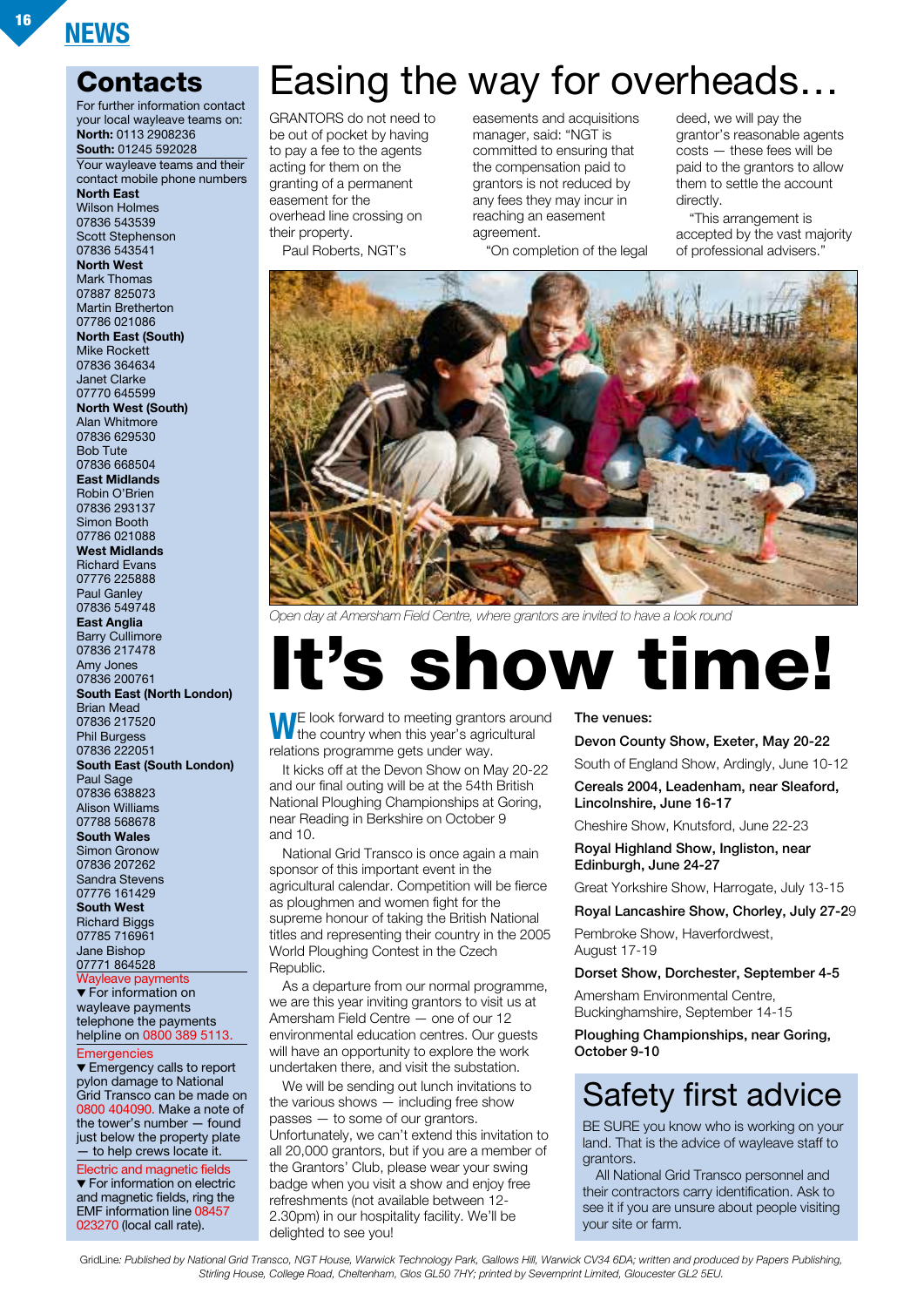## NEWS

## Contacts

For further information contact your local wayleave teams on:
**North:** 0113 2908236
**South:** 01245 592028

Your wayleave teams and their contact mobile phone numbers

**North East**
Wilson Holmes
07836 543539
Scott Stephenson
07836 543541

**North West**
Mark Thomas
07887 825073
Martin Bretherton
07786 021086

**North East (South)**
Mike Rockett
07836 364634
Janet Clarke
07770 645599

**North West (South)**
Alan Whitmore
07836 629530
Bob Tute
07836 668504

**East Midlands**
Robin O'Brien
07836 293137
Simon Booth
07786 021088

**West Midlands**
Richard Evans
07776 225888
Paul Ganley
07836 549748

**East Anglia**
Barry Cullimore
07836 217478
Amy Jones
07836 200761

**South East (North London)**
Brian Mead
07836 217520
Phil Burgess
07836 222051

**South East (South London)**
Paul Sage
07836 638823
Alison Williams
07788 568678

**South Wales**
Simon Gronow
07836 207262
Sandra Stevens
07776 161429

**South West**
Richard Biggs
07785 716961
Jane Bishop
07771 864528

Wayleave payments
▼ For information on wayleave payments telephone the payments helpline on 0800 389 5113.

Emergencies
▼ Emergency calls to report pylon damage to National Grid Transco can be made on 0800 404090. Make a note of the tower's number — found just below the property plate — to help crews locate it.

Electric and magnetic fields
▼ For information on electric and magnetic fields, ring the EMF information line 08457 023270 (local call rate).

# Easing the way for overheads…

GRANTORS do not need to be out of pocket by having to pay a fee to the agents acting for them on the granting of a permanent easement for the overhead line crossing on their property.

Paul Roberts, NGT's easements and acquisitions manager, said: "NGT is committed to ensuring that the compensation paid to grantors is not reduced by any fees they may incur in reaching an easement agreement.

"On completion of the legal deed, we will pay the grantor's reasonable agents costs — these fees will be paid to the grantors to allow them to settle the account directly.

"This arrangement is accepted by the vast majority of professional advisers."

*Open day at Amersham Field Centre, where grantors are invited to have a look round*

# It's show time!

WE look forward to meeting grantors around the country when this year's agricultural relations programme gets under way.

It kicks off at the Devon Show on May 20-22 and our final outing will be at the 54th British National Ploughing Championships at Goring, near Reading in Berkshire on October 9 and 10.

National Grid Transco is once again a main sponsor of this important event in the agricultural calendar. Competition will be fierce as ploughmen and women fight for the supreme honour of taking the British National titles and representing their country in the 2005 World Ploughing Contest in the Czech Republic.

As a departure from our normal programme, we are this year inviting grantors to visit us at Amersham Field Centre — one of our 12 environmental education centres. Our guests will have an opportunity to explore the work undertaken there, and visit the substation.

We will be sending out lunch invitations to the various shows — including free show passes — to some of our grantors. Unfortunately, we can't extend this invitation to all 20,000 grantors, but if you are a member of the Grantors' Club, please wear your swing badge when you visit a show and enjoy free refreshments (not available between 12-2.30pm) in our hospitality facility. We'll be delighted to see you!

**The venues:**

**Devon County Show, Exeter, May 20-22**

South of England Show, Ardingly, June 10-12

**Cereals 2004, Leadenham, near Sleaford, Lincolnshire, June 16-17**

Cheshire Show, Knutsford, June 22-23

**Royal Highland Show, Ingliston, near Edinburgh, June 24-27**

Great Yorkshire Show, Harrogate, July 13-15

**Royal Lancashire Show, Chorley, July 27-29**

Pembroke Show, Haverfordwest, August 17-19

**Dorset Show, Dorchester, September 4-5**

Amersham Environmental Centre, Buckinghamshire, September 14-15

**Ploughing Championships, near Goring, October 9-10**

## Safety first advice

BE SURE you know who is working on your land. That is the advice of wayleave staff to grantors.

All National Grid Transco personnel and their contractors carry identification. Ask to see it if you are unsure about people visiting your site or farm.

GridLine: *Published by National Grid Transco, NGT House, Warwick Technology Park, Gallows Hill, Warwick CV34 6DA; written and produced by Papers Publishing, Stirling House, College Road, Cheltenham, Glos GL50 7HY; printed by Severnprint Limited, Gloucester GL2 5EU.*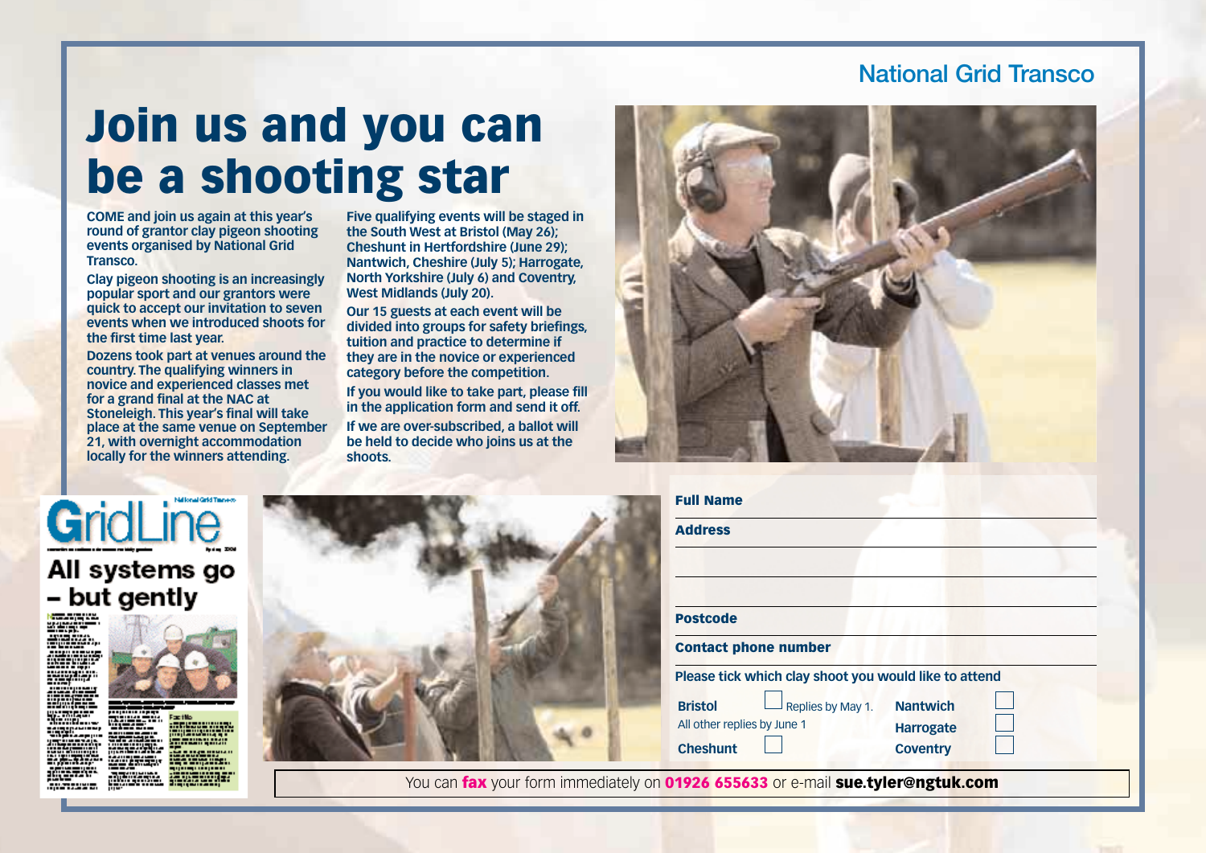National Grid Transco

# Join us and you can be a shooting star

**COME and join us again at this year's round of grantor clay pigeon shooting events organised by National Grid Transco.**

**Clay pigeon shooting is an increasingly popular sport and our grantors were quick to accept our invitation to seven events when we introduced shoots for the first time last year.**

**Dozens took part at venues around the country. The qualifying winners in novice and experienced classes met for a grand final at the NAC at Stoneleigh. This year's final will take place at the same venue on September 21, with overnight accommodation locally for the winners attending.**

**Five qualifying events will be staged in the South West at Bristol (May 26); Cheshunt in Hertfordshire (June 29); Nantwich, Cheshire (July 5); Harrogate, North Yorkshire (July 6) and Coventry, West Midlands (July 20).**

**Our 15 guests at each event will be divided into groups for safety briefings, tuition and practice to determine if they are in the novice or experienced category before the competition.**

**If you would like to take part, please fill in the application form and send it off.**

**If we are over-subscribed, a ballot will be held to decide who joins us at the shoots.**

**Full Name** ____________________

**Address** ____________________

____________________

____________________

**Postcode** ____________________

**Contact phone number** ____________________

**Please tick which clay shoot you would like to attend**

- **Bristol** ☐ Replies by May 1.
- All other replies by June 1
- **Cheshunt** ☐
- **Nantwich** ☐
- **Harrogate** ☐
- **Coventry** ☐

You can **fax** your form immediately on **01926 655633** or e-mail **sue.tyler@ngtuk.com**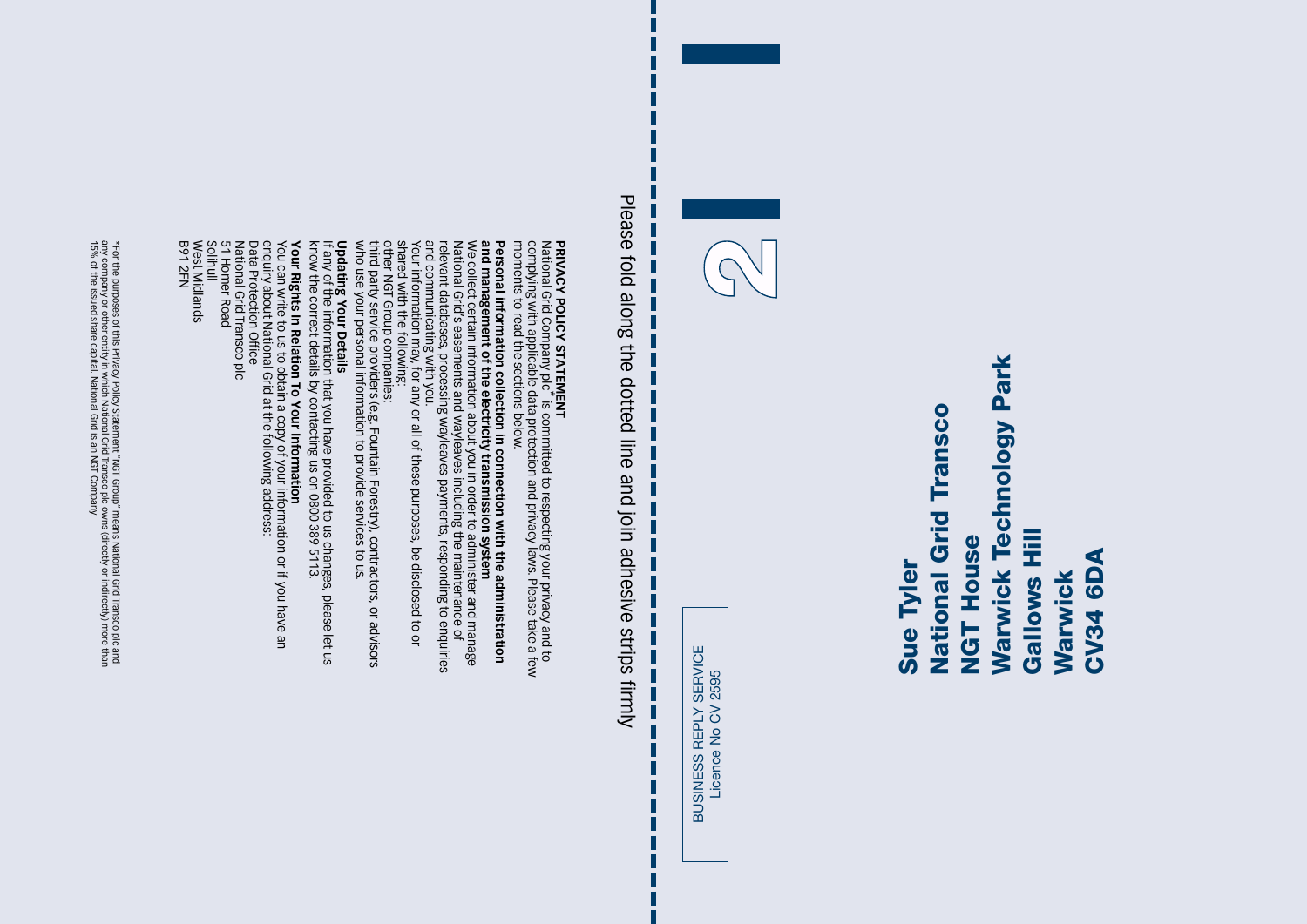Sue Tyler
National Grid Transco
NGT House
Warwick Technology Park
Gallows Hill
Warwick
CV34 6DA

BUSINESS REPLY SERVICE
Licence No CV 2595

2

Please fold along the dotted line and join adhesive strips firmly

**PRIVACY POLICY STATEMENT**

National Grid Company plc* is committed to respecting your privacy and to complying with applicable data protection and privacy laws. Please take a few moments to read the sections below.

**Personal information collection in connection with the administration and management of the electricity transmission system**

We collect certain information about you in order to administer and manage National Grid's easements and wayleaves including the maintenance of relevant databases, processing wayleaves payments, responding to enquiries and communicating with you.

Your information may, for any or all of these purposes, be disclosed to or shared with the following:
other NGT Group companies;
third party service providers (e.g. Fountain Forestry), contractors, or advisors who use your personal information to provide services to us.

**Updating Your Details**

If any of the information that you have provided to us changes, please let us know the correct details by contacting us on 0800 389 5113.

**Your Rights In Relation To Your Information**

You can write to us to obtain a copy of your information or if you have an enquiry about National Grid at the following address:
Data Protection Office
National Grid Transco plc
51 Homer Road
Solihull
West Midlands
B91 2FN

*For the purposes of this Privacy Policy Statement "NGT Group" means National Grid Transco plc and any company or other entity in which National Grid Transco plc owns (directly or indirectly) more than 15% of the issued share capital. National Grid is an NGT Company.